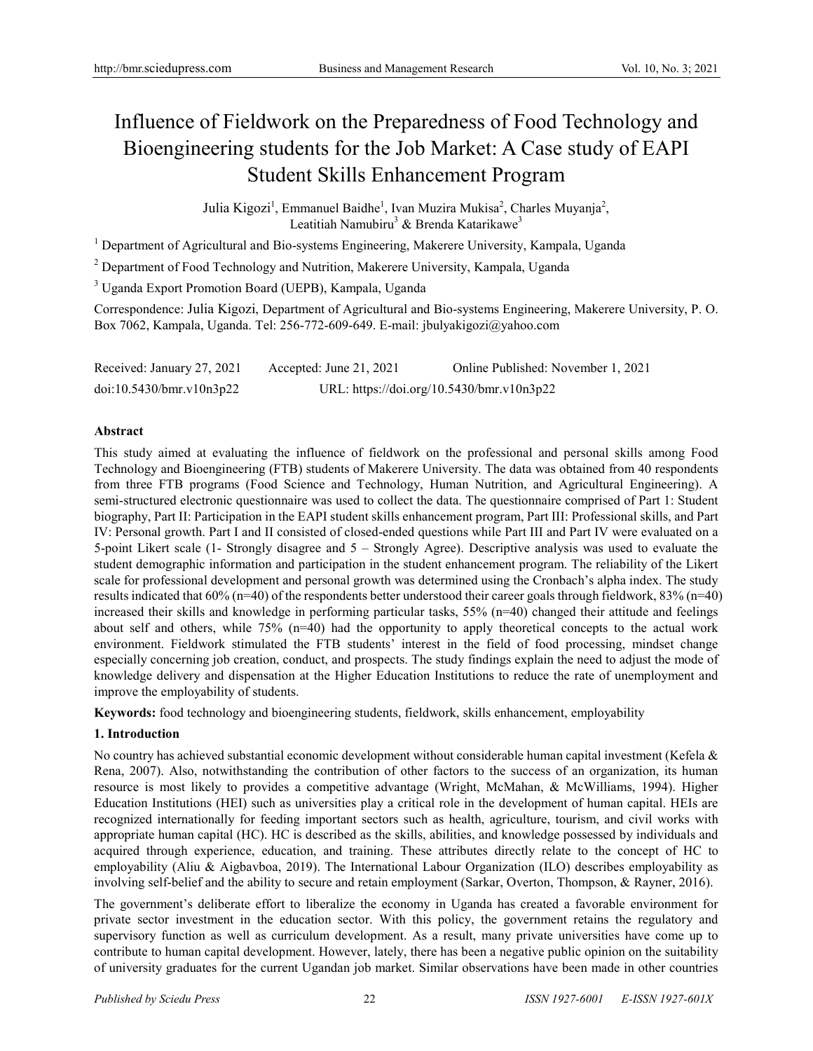# Influence of Fieldwork on the Preparedness of Food Technology and Bioengineering students for the Job Market: A Case study of EAPI Student Skills Enhancement Program

Julia Kigozi[1], Emmanuel Baidhe[1], Ivan Muzira Mukisa[2], Charles Muyanja[2], Leatitiah Namubiru[3] & Brenda Katarikawe[3]

[1] Department of Agricultural and Bio-systems Engineering, Makerere University, Kampala, Uganda

[2] Department of Food Technology and Nutrition, Makerere University, Kampala, Uganda

[3] Uganda Export Promotion Board (UEPB), Kampala, Uganda

Correspondence: Julia Kigozi, Department of Agricultural and Bio-systems Engineering, Makerere University, P. O. Box 7062, Kampala, Uganda. Tel: 256-772-609-649. E-mail: jbulyakigozi@yahoo.com

Received: January 27, 2021 Accepted: June 21, 2021 Online Published: November 1, 2021

doi:10.5430/bmr.v10n3p22 URL: https://doi.org/10.5430/bmr.v10n3p22

## Abstract

This study aimed at evaluating the influence of fieldwork on the professional and personal skills among Food Technology and Bioengineering (FTB) students of Makerere University. The data was obtained from 40 respondents from three FTB programs (Food Science and Technology, Human Nutrition, and Agricultural Engineering). A semi-structured electronic questionnaire was used to collect the data. The questionnaire comprised of Part 1: Student biography, Part II: Participation in the EAPI student skills enhancement program, Part III: Professional skills, and Part IV: Personal growth. Part I and II consisted of closed-ended questions while Part III and Part IV were evaluated on a 5-point Likert scale (1- Strongly disagree and 5 – Strongly Agree). Descriptive analysis was used to evaluate the student demographic information and participation in the student enhancement program. The reliability of the Likert scale for professional development and personal growth was determined using the Cronbach's alpha index. The study results indicated that 60% (n=40) of the respondents better understood their career goals through fieldwork, 83% (n=40) increased their skills and knowledge in performing particular tasks, 55% (n=40) changed their attitude and feelings about self and others, while 75% (n=40) had the opportunity to apply theoretical concepts to the actual work environment. Fieldwork stimulated the FTB students' interest in the field of food processing, mindset change especially concerning job creation, conduct, and prospects. The study findings explain the need to adjust the mode of knowledge delivery and dispensation at the Higher Education Institutions to reduce the rate of unemployment and improve the employability of students.

**Keywords:** food technology and bioengineering students, fieldwork, skills enhancement, employability

## 1. Introduction

No country has achieved substantial economic development without considerable human capital investment (Kefela & Rena, 2007). Also, notwithstanding the contribution of other factors to the success of an organization, its human resource is most likely to provides a competitive advantage (Wright, McMahan, & McWilliams, 1994). Higher Education Institutions (HEI) such as universities play a critical role in the development of human capital. HEIs are recognized internationally for feeding important sectors such as health, agriculture, tourism, and civil works with appropriate human capital (HC). HC is described as the skills, abilities, and knowledge possessed by individuals and acquired through experience, education, and training. These attributes directly relate to the concept of HC to employability (Aliu & Aigbavboa, 2019). The International Labour Organization (ILO) describes employability as involving self-belief and the ability to secure and retain employment (Sarkar, Overton, Thompson, & Rayner, 2016).

The government's deliberate effort to liberalize the economy in Uganda has created a favorable environment for private sector investment in the education sector. With this policy, the government retains the regulatory and supervisory function as well as curriculum development. As a result, many private universities have come up to contribute to human capital development. However, lately, there has been a negative public opinion on the suitability of university graduates for the current Ugandan job market. Similar observations have been made in other countries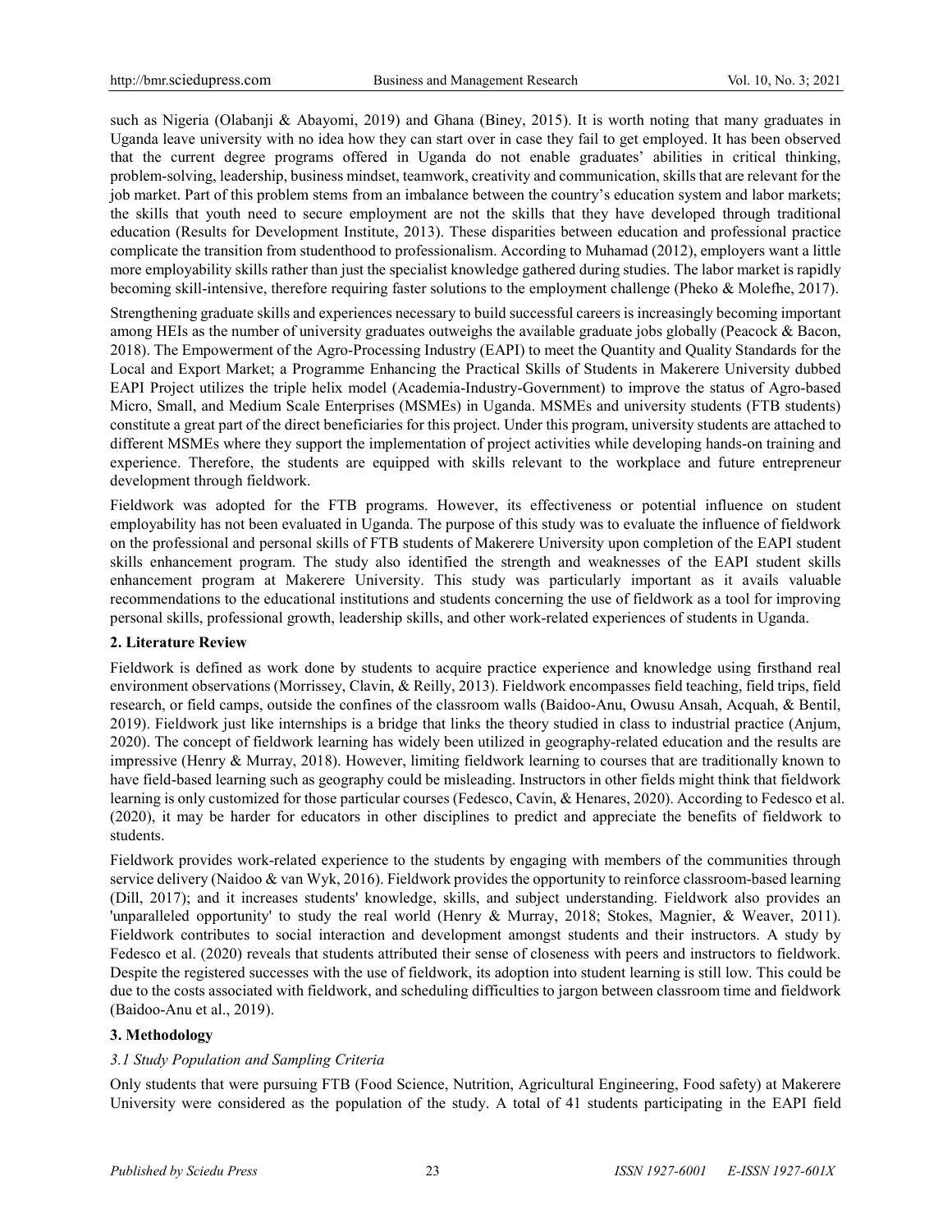such as Nigeria (Olabanji & Abayomi, 2019) and Ghana (Biney, 2015). It is worth noting that many graduates in Uganda leave university with no idea how they can start over in case they fail to get employed. It has been observed that the current degree programs offered in Uganda do not enable graduates' abilities in critical thinking, problem-solving, leadership, business mindset, teamwork, creativity and communication, skills that are relevant for the job market. Part of this problem stems from an imbalance between the country's education system and labor markets; the skills that youth need to secure employment are not the skills that they have developed through traditional education (Results for Development Institute, 2013). These disparities between education and professional practice complicate the transition from studenthood to professionalism. According to Muhamad (2012), employers want a little more employability skills rather than just the specialist knowledge gathered during studies. The labor market is rapidly becoming skill-intensive, therefore requiring faster solutions to the employment challenge (Pheko & Molefhe, 2017).

Strengthening graduate skills and experiences necessary to build successful careers is increasingly becoming important among HEIs as the number of university graduates outweighs the available graduate jobs globally (Peacock & Bacon, 2018). The Empowerment of the Agro-Processing Industry (EAPI) to meet the Quantity and Quality Standards for the Local and Export Market; a Programme Enhancing the Practical Skills of Students in Makerere University dubbed EAPI Project utilizes the triple helix model (Academia-Industry-Government) to improve the status of Agro-based Micro, Small, and Medium Scale Enterprises (MSMEs) in Uganda. MSMEs and university students (FTB students) constitute a great part of the direct beneficiaries for this project. Under this program, university students are attached to different MSMEs where they support the implementation of project activities while developing hands-on training and experience. Therefore, the students are equipped with skills relevant to the workplace and future entrepreneur development through fieldwork.

Fieldwork was adopted for the FTB programs. However, its effectiveness or potential influence on student employability has not been evaluated in Uganda. The purpose of this study was to evaluate the influence of fieldwork on the professional and personal skills of FTB students of Makerere University upon completion of the EAPI student skills enhancement program. The study also identified the strength and weaknesses of the EAPI student skills enhancement program at Makerere University. This study was particularly important as it avails valuable recommendations to the educational institutions and students concerning the use of fieldwork as a tool for improving personal skills, professional growth, leadership skills, and other work-related experiences of students in Uganda.

## 2. Literature Review

Fieldwork is defined as work done by students to acquire practice experience and knowledge using firsthand real environment observations (Morrissey, Clavin, & Reilly, 2013). Fieldwork encompasses field teaching, field trips, field research, or field camps, outside the confines of the classroom walls (Baidoo-Anu, Owusu Ansah, Acquah, & Bentil, 2019). Fieldwork just like internships is a bridge that links the theory studied in class to industrial practice (Anjum, 2020). The concept of fieldwork learning has widely been utilized in geography-related education and the results are impressive (Henry & Murray, 2018). However, limiting fieldwork learning to courses that are traditionally known to have field-based learning such as geography could be misleading. Instructors in other fields might think that fieldwork learning is only customized for those particular courses (Fedesco, Cavin, & Henares, 2020). According to Fedesco et al. (2020), it may be harder for educators in other disciplines to predict and appreciate the benefits of fieldwork to students.

Fieldwork provides work-related experience to the students by engaging with members of the communities through service delivery (Naidoo & van Wyk, 2016). Fieldwork provides the opportunity to reinforce classroom-based learning (Dill, 2017); and it increases students' knowledge, skills, and subject understanding. Fieldwork also provides an 'unparalleled opportunity' to study the real world (Henry & Murray, 2018; Stokes, Magnier, & Weaver, 2011). Fieldwork contributes to social interaction and development amongst students and their instructors. A study by Fedesco et al. (2020) reveals that students attributed their sense of closeness with peers and instructors to fieldwork. Despite the registered successes with the use of fieldwork, its adoption into student learning is still low. This could be due to the costs associated with fieldwork, and scheduling difficulties to jargon between classroom time and fieldwork (Baidoo-Anu et al., 2019).

## 3. Methodology

### *3.1 Study Population and Sampling Criteria*

Only students that were pursuing FTB (Food Science, Nutrition, Agricultural Engineering, Food safety) at Makerere University were considered as the population of the study. A total of 41 students participating in the EAPI field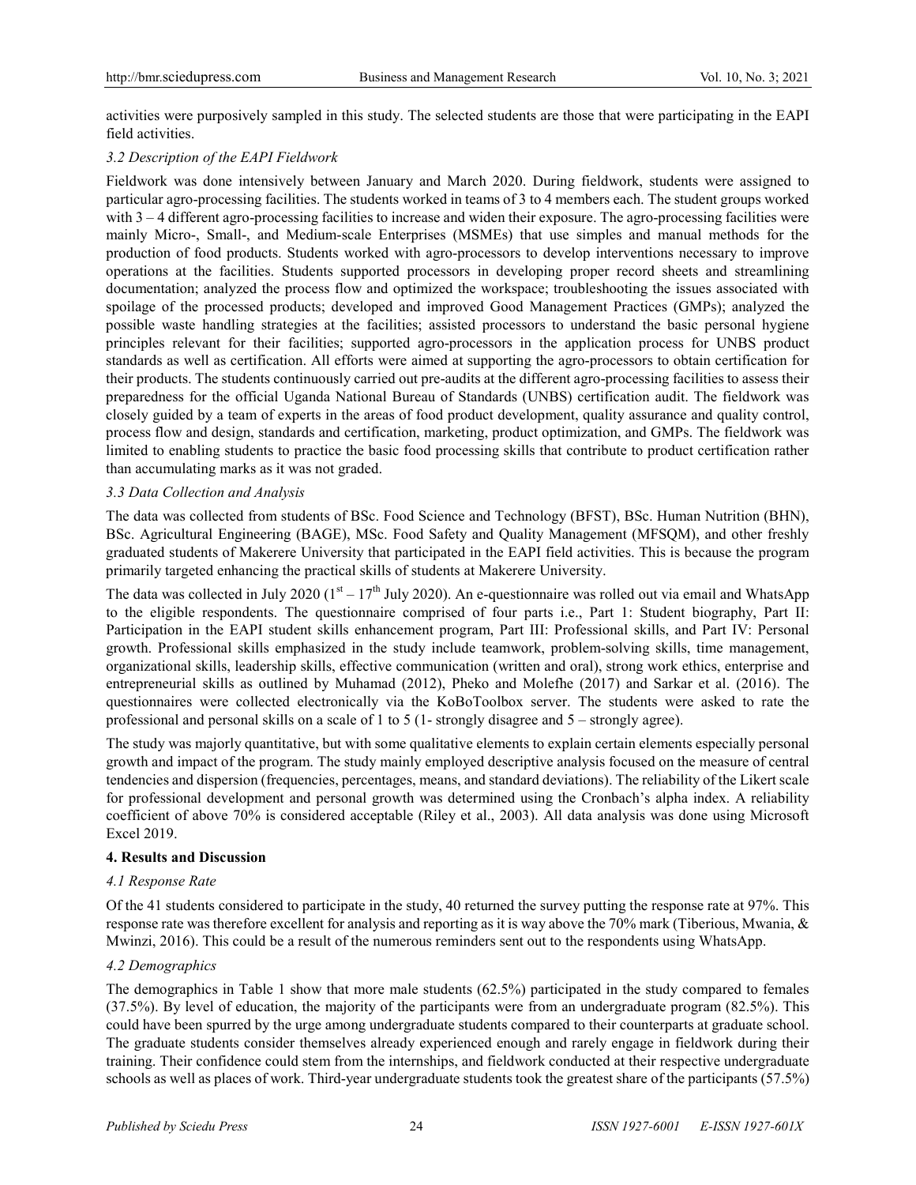activities were purposively sampled in this study. The selected students are those that were participating in the EAPI field activities.

### *3.2 Description of the EAPI Fieldwork*

Fieldwork was done intensively between January and March 2020. During fieldwork, students were assigned to particular agro-processing facilities. The students worked in teams of 3 to 4 members each. The student groups worked with 3 – 4 different agro-processing facilities to increase and widen their exposure. The agro-processing facilities were mainly Micro-, Small-, and Medium-scale Enterprises (MSMEs) that use simples and manual methods for the production of food products. Students worked with agro-processors to develop interventions necessary to improve operations at the facilities. Students supported processors in developing proper record sheets and streamlining documentation; analyzed the process flow and optimized the workspace; troubleshooting the issues associated with spoilage of the processed products; developed and improved Good Management Practices (GMPs); analyzed the possible waste handling strategies at the facilities; assisted processors to understand the basic personal hygiene principles relevant for their facilities; supported agro-processors in the application process for UNBS product standards as well as certification. All efforts were aimed at supporting the agro-processors to obtain certification for their products. The students continuously carried out pre-audits at the different agro-processing facilities to assess their preparedness for the official Uganda National Bureau of Standards (UNBS) certification audit. The fieldwork was closely guided by a team of experts in the areas of food product development, quality assurance and quality control, process flow and design, standards and certification, marketing, product optimization, and GMPs. The fieldwork was limited to enabling students to practice the basic food processing skills that contribute to product certification rather than accumulating marks as it was not graded.

### *3.3 Data Collection and Analysis*

The data was collected from students of BSc. Food Science and Technology (BFST), BSc. Human Nutrition (BHN), BSc. Agricultural Engineering (BAGE), MSc. Food Safety and Quality Management (MFSQM), and other freshly graduated students of Makerere University that participated in the EAPI field activities. This is because the program primarily targeted enhancing the practical skills of students at Makerere University.

The data was collected in July 2020 (1st – 17th July 2020). An e-questionnaire was rolled out via email and WhatsApp to the eligible respondents. The questionnaire comprised of four parts i.e., Part 1: Student biography, Part II: Participation in the EAPI student skills enhancement program, Part III: Professional skills, and Part IV: Personal growth. Professional skills emphasized in the study include teamwork, problem-solving skills, time management, organizational skills, leadership skills, effective communication (written and oral), strong work ethics, enterprise and entrepreneurial skills as outlined by Muhamad (2012), Pheko and Molefhe (2017) and Sarkar et al. (2016). The questionnaires were collected electronically via the KoBoToolbox server. The students were asked to rate the professional and personal skills on a scale of 1 to 5 (1- strongly disagree and 5 – strongly agree).

The study was majorly quantitative, but with some qualitative elements to explain certain elements especially personal growth and impact of the program. The study mainly employed descriptive analysis focused on the measure of central tendencies and dispersion (frequencies, percentages, means, and standard deviations). The reliability of the Likert scale for professional development and personal growth was determined using the Cronbach's alpha index. A reliability coefficient of above 70% is considered acceptable (Riley et al., 2003). All data analysis was done using Microsoft Excel 2019.

## **4. Results and Discussion**

### *4.1 Response Rate*

Of the 41 students considered to participate in the study, 40 returned the survey putting the response rate at 97%. This response rate was therefore excellent for analysis and reporting as it is way above the 70% mark (Tiberious, Mwania, & Mwinzi, 2016). This could be a result of the numerous reminders sent out to the respondents using WhatsApp.

### *4.2 Demographics*

The demographics in Table 1 show that more male students (62.5%) participated in the study compared to females (37.5%). By level of education, the majority of the participants were from an undergraduate program (82.5%). This could have been spurred by the urge among undergraduate students compared to their counterparts at graduate school. The graduate students consider themselves already experienced enough and rarely engage in fieldwork during their training. Their confidence could stem from the internships, and fieldwork conducted at their respective undergraduate schools as well as places of work. Third-year undergraduate students took the greatest share of the participants (57.5%)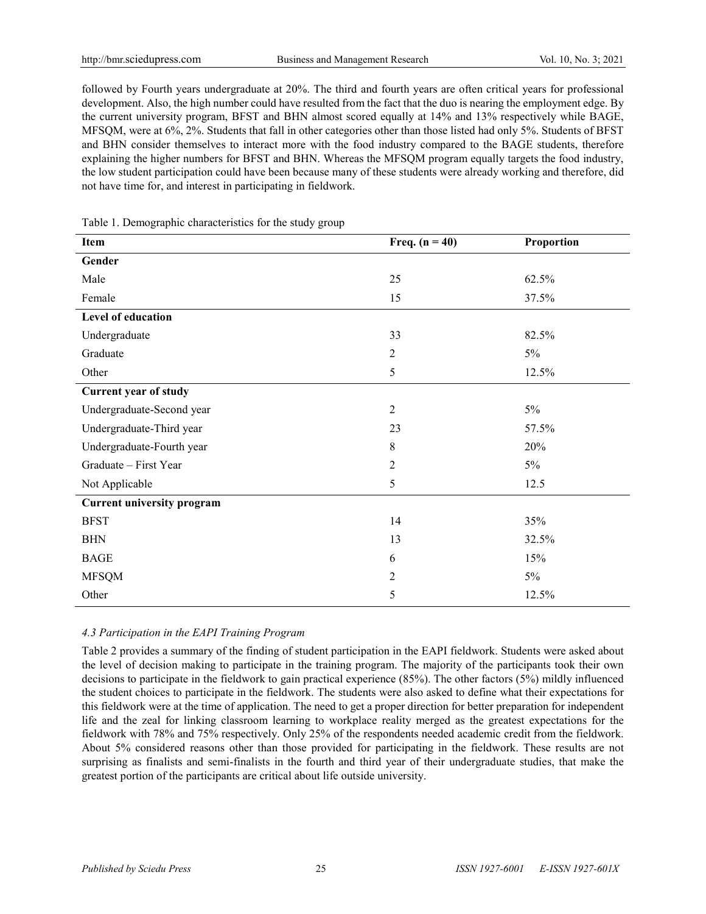followed by Fourth years undergraduate at 20%. The third and fourth years are often critical years for professional development. Also, the high number could have resulted from the fact that the duo is nearing the employment edge. By the current university program, BFST and BHN almost scored equally at 14% and 13% respectively while BAGE, MFSQM, were at 6%, 2%. Students that fall in other categories other than those listed had only 5%. Students of BFST and BHN consider themselves to interact more with the food industry compared to the BAGE students, therefore explaining the higher numbers for BFST and BHN. Whereas the MFSQM program equally targets the food industry, the low student participation could have been because many of these students were already working and therefore, did not have time for, and interest in participating in fieldwork.

Table 1. Demographic characteristics for the study group

| Item | Freq. (n = 40) | Proportion |
|---|---|---|
| **Gender** | | |
| Male | 25 | 62.5% |
| Female | 15 | 37.5% |
| **Level of education** | | |
| Undergraduate | 33 | 82.5% |
| Graduate | 2 | 5% |
| Other | 5 | 12.5% |
| **Current year of study** | | |
| Undergraduate-Second year | 2 | 5% |
| Undergraduate-Third year | 23 | 57.5% |
| Undergraduate-Fourth year | 8 | 20% |
| Graduate – First Year | 2 | 5% |
| Not Applicable | 5 | 12.5 |
| **Current university program** | | |
| BFST | 14 | 35% |
| BHN | 13 | 32.5% |
| BAGE | 6 | 15% |
| MFSQM | 2 | 5% |
| Other | 5 | 12.5% |

### *4.3 Participation in the EAPI Training Program*

Table 2 provides a summary of the finding of student participation in the EAPI fieldwork. Students were asked about the level of decision making to participate in the training program. The majority of the participants took their own decisions to participate in the fieldwork to gain practical experience (85%). The other factors (5%) mildly influenced the student choices to participate in the fieldwork. The students were also asked to define what their expectations for this fieldwork were at the time of application. The need to get a proper direction for better preparation for independent life and the zeal for linking classroom learning to workplace reality merged as the greatest expectations for the fieldwork with 78% and 75% respectively. Only 25% of the respondents needed academic credit from the fieldwork. About 5% considered reasons other than those provided for participating in the fieldwork. These results are not surprising as finalists and semi-finalists in the fourth and third year of their undergraduate studies, that make the greatest portion of the participants are critical about life outside university.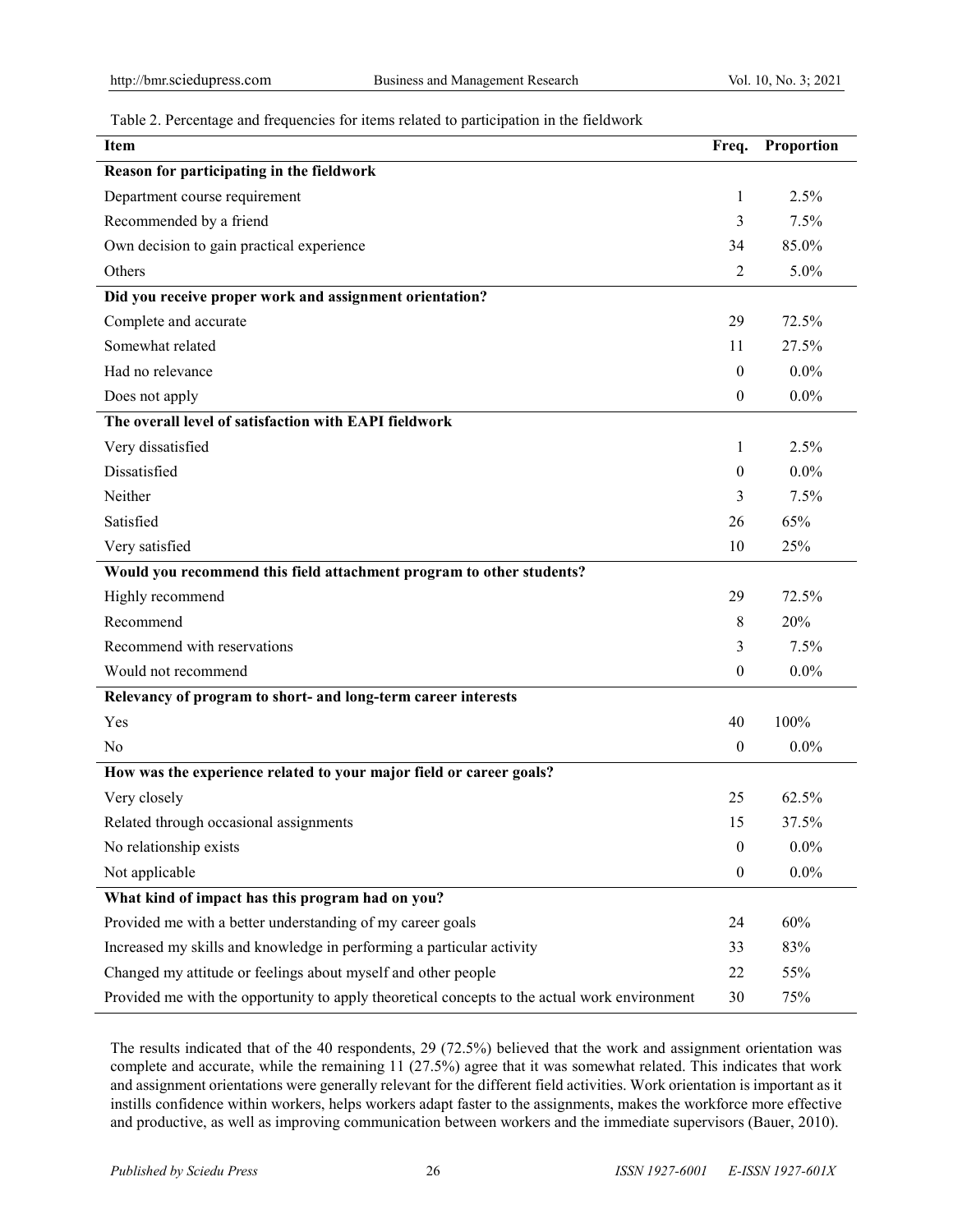Table 2. Percentage and frequencies for items related to participation in the fieldwork

| Item | Freq. | Proportion |
|---|---|---|
| **Reason for participating in the fieldwork** | | |
| Department course requirement | 1 | 2.5% |
| Recommended by a friend | 3 | 7.5% |
| Own decision to gain practical experience | 34 | 85.0% |
| Others | 2 | 5.0% |
| **Did you receive proper work and assignment orientation?** | | |
| Complete and accurate | 29 | 72.5% |
| Somewhat related | 11 | 27.5% |
| Had no relevance | 0 | 0.0% |
| Does not apply | 0 | 0.0% |
| **The overall level of satisfaction with EAPI fieldwork** | | |
| Very dissatisfied | 1 | 2.5% |
| Dissatisfied | 0 | 0.0% |
| Neither | 3 | 7.5% |
| Satisfied | 26 | 65% |
| Very satisfied | 10 | 25% |
| **Would you recommend this field attachment program to other students?** | | |
| Highly recommend | 29 | 72.5% |
| Recommend | 8 | 20% |
| Recommend with reservations | 3 | 7.5% |
| Would not recommend | 0 | 0.0% |
| **Relevancy of program to short- and long-term career interests** | | |
| Yes | 40 | 100% |
| No | 0 | 0.0% |
| **How was the experience related to your major field or career goals?** | | |
| Very closely | 25 | 62.5% |
| Related through occasional assignments | 15 | 37.5% |
| No relationship exists | 0 | 0.0% |
| Not applicable | 0 | 0.0% |
| **What kind of impact has this program had on you?** | | |
| Provided me with a better understanding of my career goals | 24 | 60% |
| Increased my skills and knowledge in performing a particular activity | 33 | 83% |
| Changed my attitude or feelings about myself and other people | 22 | 55% |
| Provided me with the opportunity to apply theoretical concepts to the actual work environment | 30 | 75% |

The results indicated that of the 40 respondents, 29 (72.5%) believed that the work and assignment orientation was complete and accurate, while the remaining 11 (27.5%) agree that it was somewhat related. This indicates that work and assignment orientations were generally relevant for the different field activities. Work orientation is important as it instills confidence within workers, helps workers adapt faster to the assignments, makes the workforce more effective and productive, as well as improving communication between workers and the immediate supervisors (Bauer, 2010).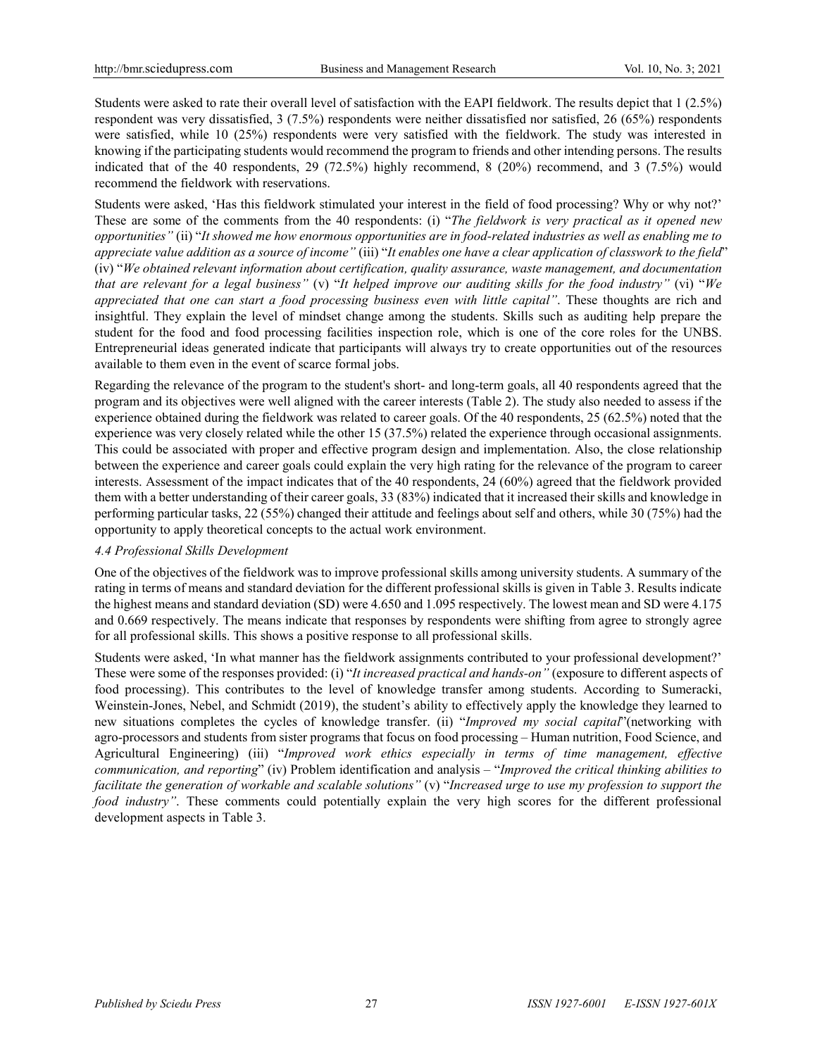Students were asked to rate their overall level of satisfaction with the EAPI fieldwork. The results depict that 1 (2.5%) respondent was very dissatisfied, 3 (7.5%) respondents were neither dissatisfied nor satisfied, 26 (65%) respondents were satisfied, while 10 (25%) respondents were very satisfied with the fieldwork. The study was interested in knowing if the participating students would recommend the program to friends and other intending persons. The results indicated that of the 40 respondents, 29 (72.5%) highly recommend, 8 (20%) recommend, and 3 (7.5%) would recommend the fieldwork with reservations.

Students were asked, 'Has this fieldwork stimulated your interest in the field of food processing? Why or why not?' These are some of the comments from the 40 respondents: (i) "*The fieldwork is very practical as it opened new opportunities"* (ii) "*It showed me how enormous opportunities are in food-related industries as well as enabling me to appreciate value addition as a source of income"* (iii) "*It enables one have a clear application of classwork to the field*" (iv) "*We obtained relevant information about certification, quality assurance, waste management, and documentation that are relevant for a legal business"* (v) "*It helped improve our auditing skills for the food industry"* (vi) "*We appreciated that one can start a food processing business even with little capital"*. These thoughts are rich and insightful. They explain the level of mindset change among the students. Skills such as auditing help prepare the student for the food and food processing facilities inspection role, which is one of the core roles for the UNBS. Entrepreneurial ideas generated indicate that participants will always try to create opportunities out of the resources available to them even in the event of scarce formal jobs.

Regarding the relevance of the program to the student's short- and long-term goals, all 40 respondents agreed that the program and its objectives were well aligned with the career interests (Table 2). The study also needed to assess if the experience obtained during the fieldwork was related to career goals. Of the 40 respondents, 25 (62.5%) noted that the experience was very closely related while the other 15 (37.5%) related the experience through occasional assignments. This could be associated with proper and effective program design and implementation. Also, the close relationship between the experience and career goals could explain the very high rating for the relevance of the program to career interests. Assessment of the impact indicates that of the 40 respondents, 24 (60%) agreed that the fieldwork provided them with a better understanding of their career goals, 33 (83%) indicated that it increased their skills and knowledge in performing particular tasks, 22 (55%) changed their attitude and feelings about self and others, while 30 (75%) had the opportunity to apply theoretical concepts to the actual work environment.

### *4.4 Professional Skills Development*

One of the objectives of the fieldwork was to improve professional skills among university students. A summary of the rating in terms of means and standard deviation for the different professional skills is given in Table 3. Results indicate the highest means and standard deviation (SD) were 4.650 and 1.095 respectively. The lowest mean and SD were 4.175 and 0.669 respectively. The means indicate that responses by respondents were shifting from agree to strongly agree for all professional skills. This shows a positive response to all professional skills.

Students were asked, 'In what manner has the fieldwork assignments contributed to your professional development?' These were some of the responses provided: (i) "*It increased practical and hands-on"* (exposure to different aspects of food processing). This contributes to the level of knowledge transfer among students. According to Sumeracki, Weinstein-Jones, Nebel, and Schmidt (2019), the student's ability to effectively apply the knowledge they learned to new situations completes the cycles of knowledge transfer. (ii) "*Improved my social capital*"(networking with agro-processors and students from sister programs that focus on food processing – Human nutrition, Food Science, and Agricultural Engineering) (iii) "*Improved work ethics especially in terms of time management, effective communication, and reporting*" (iv) Problem identification and analysis – "*Improved the critical thinking abilities to facilitate the generation of workable and scalable solutions"* (v) "*Increased urge to use my profession to support the food industry"*. These comments could potentially explain the very high scores for the different professional development aspects in Table 3.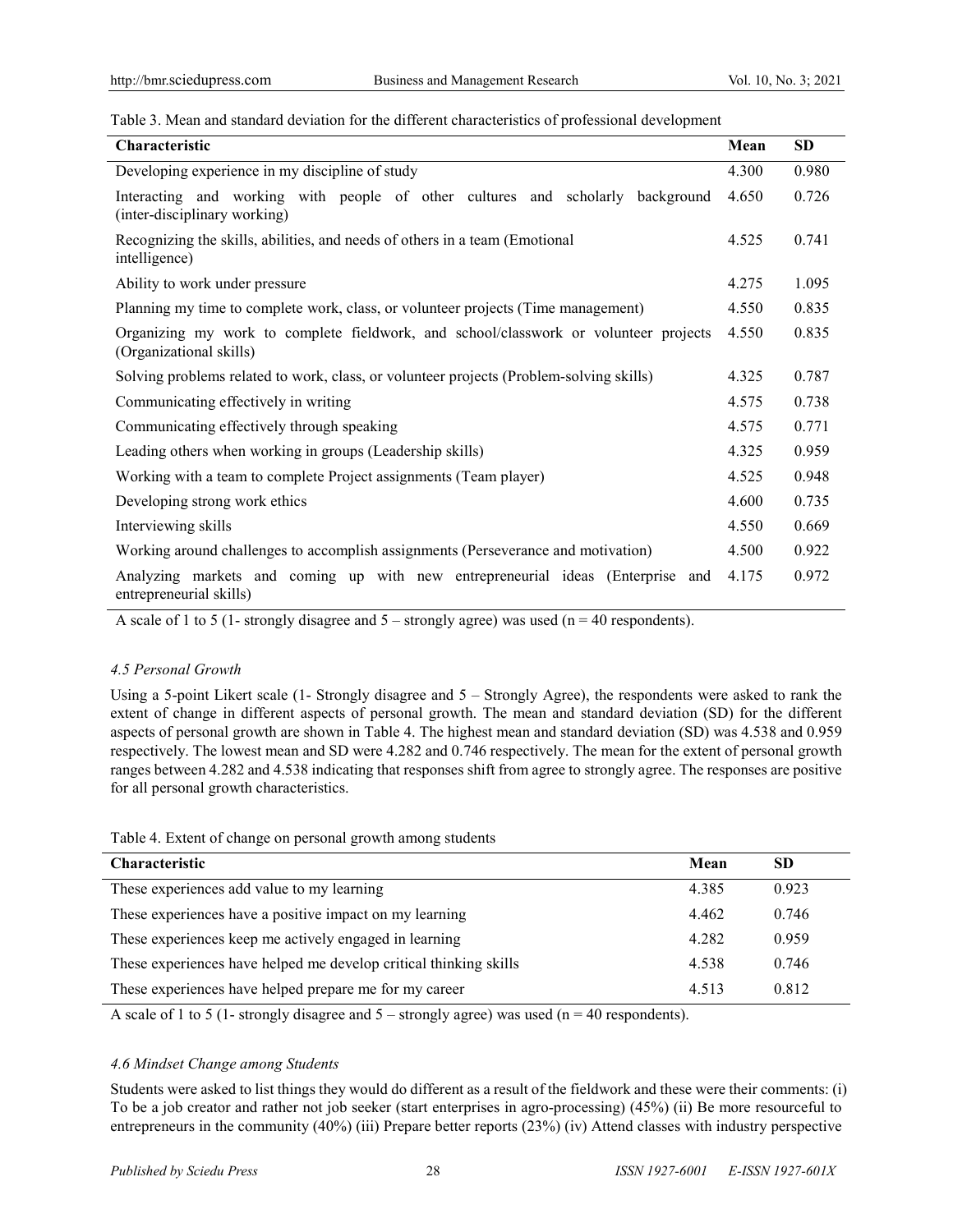Table 3. Mean and standard deviation for the different characteristics of professional development

| Characteristic | Mean | SD |
|---|---|---|
| Developing experience in my discipline of study | 4.300 | 0.980 |
| Interacting and working with people of other cultures and scholarly background (inter-disciplinary working) | 4.650 | 0.726 |
| Recognizing the skills, abilities, and needs of others in a team (Emotional intelligence) | 4.525 | 0.741 |
| Ability to work under pressure | 4.275 | 1.095 |
| Planning my time to complete work, class, or volunteer projects (Time management) | 4.550 | 0.835 |
| Organizing my work to complete fieldwork, and school/classwork or volunteer projects (Organizational skills) | 4.550 | 0.835 |
| Solving problems related to work, class, or volunteer projects (Problem-solving skills) | 4.325 | 0.787 |
| Communicating effectively in writing | 4.575 | 0.738 |
| Communicating effectively through speaking | 4.575 | 0.771 |
| Leading others when working in groups (Leadership skills) | 4.325 | 0.959 |
| Working with a team to complete Project assignments (Team player) | 4.525 | 0.948 |
| Developing strong work ethics | 4.600 | 0.735 |
| Interviewing skills | 4.550 | 0.669 |
| Working around challenges to accomplish assignments (Perseverance and motivation) | 4.500 | 0.922 |
| Analyzing markets and coming up with new entrepreneurial ideas (Enterprise and entrepreneurial skills) | 4.175 | 0.972 |

A scale of 1 to 5 (1- strongly disagree and 5 – strongly agree) was used (n = 40 respondents).

### *4.5 Personal Growth*

Using a 5-point Likert scale (1- Strongly disagree and 5 – Strongly Agree), the respondents were asked to rank the extent of change in different aspects of personal growth. The mean and standard deviation (SD) for the different aspects of personal growth are shown in Table 4. The highest mean and standard deviation (SD) was 4.538 and 0.959 respectively. The lowest mean and SD were 4.282 and 0.746 respectively. The mean for the extent of personal growth ranges between 4.282 and 4.538 indicating that responses shift from agree to strongly agree. The responses are positive for all personal growth characteristics.

Table 4. Extent of change on personal growth among students

| Characteristic | Mean | SD |
|---|---|---|
| These experiences add value to my learning | 4.385 | 0.923 |
| These experiences have a positive impact on my learning | 4.462 | 0.746 |
| These experiences keep me actively engaged in learning | 4.282 | 0.959 |
| These experiences have helped me develop critical thinking skills | 4.538 | 0.746 |
| These experiences have helped prepare me for my career | 4.513 | 0.812 |

A scale of 1 to 5 (1- strongly disagree and 5 – strongly agree) was used (n = 40 respondents).

### *4.6 Mindset Change among Students*

Students were asked to list things they would do different as a result of the fieldwork and these were their comments: (i) To be a job creator and rather not job seeker (start enterprises in agro-processing) (45%) (ii) Be more resourceful to entrepreneurs in the community (40%) (iii) Prepare better reports (23%) (iv) Attend classes with industry perspective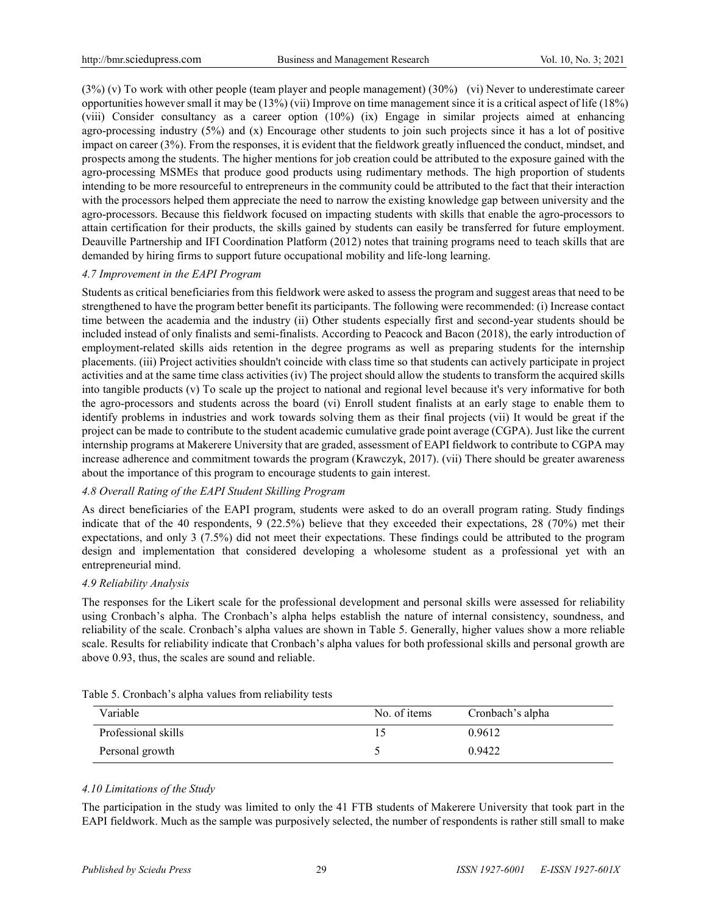(3%) (v) To work with other people (team player and people management) (30%) (vi) Never to underestimate career opportunities however small it may be (13%) (vii) Improve on time management since it is a critical aspect of life (18%) (viii) Consider consultancy as a career option (10%) (ix) Engage in similar projects aimed at enhancing agro-processing industry (5%) and (x) Encourage other students to join such projects since it has a lot of positive impact on career (3%). From the responses, it is evident that the fieldwork greatly influenced the conduct, mindset, and prospects among the students. The higher mentions for job creation could be attributed to the exposure gained with the agro-processing MSMEs that produce good products using rudimentary methods. The high proportion of students intending to be more resourceful to entrepreneurs in the community could be attributed to the fact that their interaction with the processors helped them appreciate the need to narrow the existing knowledge gap between university and the agro-processors. Because this fieldwork focused on impacting students with skills that enable the agro-processors to attain certification for their products, the skills gained by students can easily be transferred for future employment. Deauville Partnership and IFI Coordination Platform (2012) notes that training programs need to teach skills that are demanded by hiring firms to support future occupational mobility and life-long learning.

### *4.7 Improvement in the EAPI Program*

Students as critical beneficiaries from this fieldwork were asked to assess the program and suggest areas that need to be strengthened to have the program better benefit its participants. The following were recommended: (i) Increase contact time between the academia and the industry (ii) Other students especially first and second-year students should be included instead of only finalists and semi-finalists. According to Peacock and Bacon (2018), the early introduction of employment-related skills aids retention in the degree programs as well as preparing students for the internship placements. (iii) Project activities shouldn't coincide with class time so that students can actively participate in project activities and at the same time class activities (iv) The project should allow the students to transform the acquired skills into tangible products (v) To scale up the project to national and regional level because it's very informative for both the agro-processors and students across the board (vi) Enroll student finalists at an early stage to enable them to identify problems in industries and work towards solving them as their final projects (vii) It would be great if the project can be made to contribute to the student academic cumulative grade point average (CGPA). Just like the current internship programs at Makerere University that are graded, assessment of EAPI fieldwork to contribute to CGPA may increase adherence and commitment towards the program (Krawczyk, 2017). (vii) There should be greater awareness about the importance of this program to encourage students to gain interest.

### *4.8 Overall Rating of the EAPI Student Skilling Program*

As direct beneficiaries of the EAPI program, students were asked to do an overall program rating. Study findings indicate that of the 40 respondents, 9 (22.5%) believe that they exceeded their expectations, 28 (70%) met their expectations, and only 3 (7.5%) did not meet their expectations. These findings could be attributed to the program design and implementation that considered developing a wholesome student as a professional yet with an entrepreneurial mind.

### *4.9 Reliability Analysis*

The responses for the Likert scale for the professional development and personal skills were assessed for reliability using Cronbach's alpha. The Cronbach's alpha helps establish the nature of internal consistency, soundness, and reliability of the scale. Cronbach's alpha values are shown in Table 5. Generally, higher values show a more reliable scale. Results for reliability indicate that Cronbach's alpha values for both professional skills and personal growth are above 0.93, thus, the scales are sound and reliable.

Table 5. Cronbach's alpha values from reliability tests

| Variable | No. of items | Cronbach's alpha |
|---|---|---|
| Professional skills | 15 | 0.9612 |
| Personal growth | 5 | 0.9422 |

### *4.10 Limitations of the Study*

The participation in the study was limited to only the 41 FTB students of Makerere University that took part in the EAPI fieldwork. Much as the sample was purposively selected, the number of respondents is rather still small to make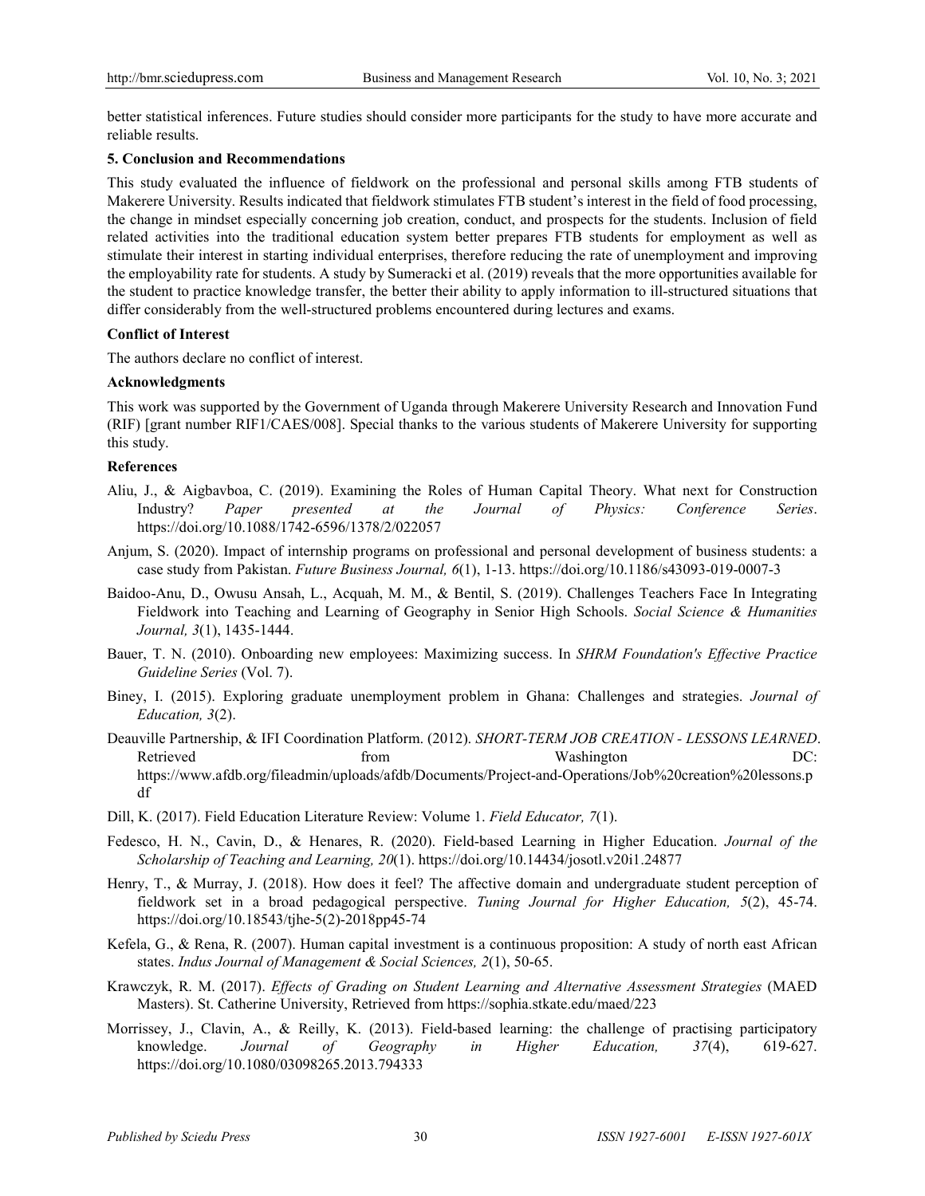better statistical inferences. Future studies should consider more participants for the study to have more accurate and reliable results.

## 5. Conclusion and Recommendations

This study evaluated the influence of fieldwork on the professional and personal skills among FTB students of Makerere University. Results indicated that fieldwork stimulates FTB student's interest in the field of food processing, the change in mindset especially concerning job creation, conduct, and prospects for the students. Inclusion of field related activities into the traditional education system better prepares FTB students for employment as well as stimulate their interest in starting individual enterprises, therefore reducing the rate of unemployment and improving the employability rate for students. A study by Sumeracki et al. (2019) reveals that the more opportunities available for the student to practice knowledge transfer, the better their ability to apply information to ill-structured situations that differ considerably from the well-structured problems encountered during lectures and exams.

### Conflict of Interest

The authors declare no conflict of interest.

### Acknowledgments

This work was supported by the Government of Uganda through Makerere University Research and Innovation Fund (RIF) [grant number RIF1/CAES/008]. Special thanks to the various students of Makerere University for supporting this study.

### References

Aliu, J., & Aigbavboa, C. (2019). Examining the Roles of Human Capital Theory. What next for Construction Industry? *Paper presented at the Journal of Physics: Conference Series*. https://doi.org/10.1088/1742-6596/1378/2/022057

Anjum, S. (2020). Impact of internship programs on professional and personal development of business students: a case study from Pakistan. *Future Business Journal, 6*(1), 1-13. https://doi.org/10.1186/s43093-019-0007-3

Baidoo-Anu, D., Owusu Ansah, L., Acquah, M. M., & Bentil, S. (2019). Challenges Teachers Face In Integrating Fieldwork into Teaching and Learning of Geography in Senior High Schools. *Social Science & Humanities Journal, 3*(1), 1435-1444.

Bauer, T. N. (2010). Onboarding new employees: Maximizing success. In *SHRM Foundation's Effective Practice Guideline Series* (Vol. 7).

Biney, I. (2015). Exploring graduate unemployment problem in Ghana: Challenges and strategies. *Journal of Education, 3*(2).

Deauville Partnership, & IFI Coordination Platform. (2012). *SHORT-TERM JOB CREATION - LESSONS LEARNED*. Retrieved from Washington DC: https://www.afdb.org/fileadmin/uploads/afdb/Documents/Project-and-Operations/Job%20creation%20lessons.pdf

Dill, K. (2017). Field Education Literature Review: Volume 1. *Field Educator, 7*(1).

Fedesco, H. N., Cavin, D., & Henares, R. (2020). Field-based Learning in Higher Education. *Journal of the Scholarship of Teaching and Learning, 20*(1). https://doi.org/10.14434/josotl.v20i1.24877

Henry, T., & Murray, J. (2018). How does it feel? The affective domain and undergraduate student perception of fieldwork set in a broad pedagogical perspective. *Tuning Journal for Higher Education, 5*(2), 45-74. https://doi.org/10.18543/tjhe-5(2)-2018pp45-74

Kefela, G., & Rena, R. (2007). Human capital investment is a continuous proposition: A study of north east African states. *Indus Journal of Management & Social Sciences, 2*(1), 50-65.

Krawczyk, R. M. (2017). *Effects of Grading on Student Learning and Alternative Assessment Strategies* (MAED Masters). St. Catherine University, Retrieved from https://sophia.stkate.edu/maed/223

Morrissey, J., Clavin, A., & Reilly, K. (2013). Field-based learning: the challenge of practising participatory knowledge. *Journal of Geography in Higher Education, 37*(4), 619-627. https://doi.org/10.1080/03098265.2013.794333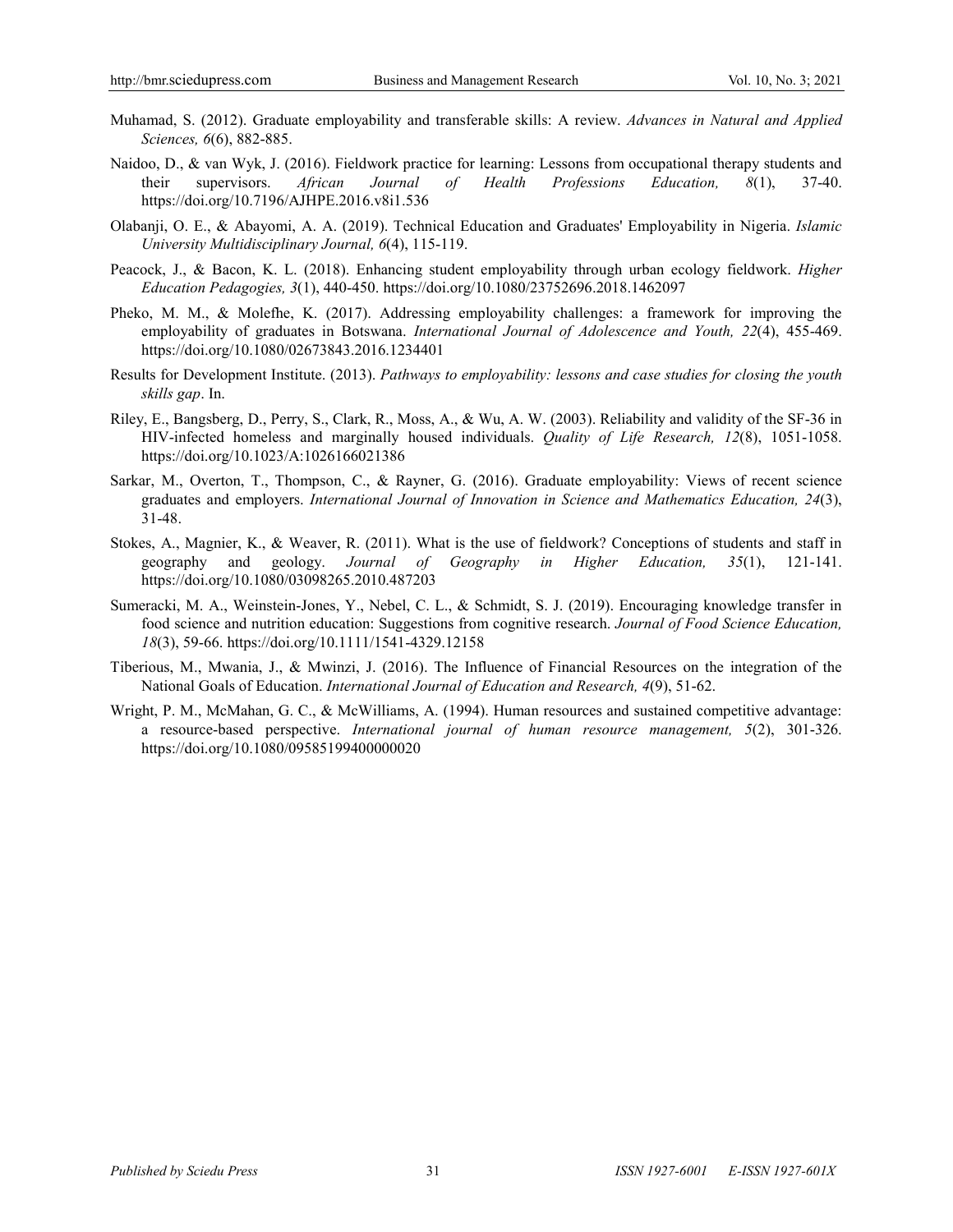Muhamad, S. (2012). Graduate employability and transferable skills: A review. *Advances in Natural and Applied Sciences, 6*(6), 882-885.

Naidoo, D., & van Wyk, J. (2016). Fieldwork practice for learning: Lessons from occupational therapy students and their supervisors. *African Journal of Health Professions Education, 8*(1), 37-40. https://doi.org/10.7196/AJHPE.2016.v8i1.536

Olabanji, O. E., & Abayomi, A. A. (2019). Technical Education and Graduates' Employability in Nigeria. *Islamic University Multidisciplinary Journal, 6*(4), 115-119.

Peacock, J., & Bacon, K. L. (2018). Enhancing student employability through urban ecology fieldwork. *Higher Education Pedagogies, 3*(1), 440-450. https://doi.org/10.1080/23752696.2018.1462097

Pheko, M. M., & Molefhe, K. (2017). Addressing employability challenges: a framework for improving the employability of graduates in Botswana. *International Journal of Adolescence and Youth, 22*(4), 455-469. https://doi.org/10.1080/02673843.2016.1234401

Results for Development Institute. (2013). *Pathways to employability: lessons and case studies for closing the youth skills gap*. In.

Riley, E., Bangsberg, D., Perry, S., Clark, R., Moss, A., & Wu, A. W. (2003). Reliability and validity of the SF-36 in HIV-infected homeless and marginally housed individuals. *Quality of Life Research, 12*(8), 1051-1058. https://doi.org/10.1023/A:1026166021386

Sarkar, M., Overton, T., Thompson, C., & Rayner, G. (2016). Graduate employability: Views of recent science graduates and employers. *International Journal of Innovation in Science and Mathematics Education, 24*(3), 31-48.

Stokes, A., Magnier, K., & Weaver, R. (2011). What is the use of fieldwork? Conceptions of students and staff in geography and geology. *Journal of Geography in Higher Education, 35*(1), 121-141. https://doi.org/10.1080/03098265.2010.487203

Sumeracki, M. A., Weinstein-Jones, Y., Nebel, C. L., & Schmidt, S. J. (2019). Encouraging knowledge transfer in food science and nutrition education: Suggestions from cognitive research. *Journal of Food Science Education, 18*(3), 59-66. https://doi.org/10.1111/1541-4329.12158

Tiberious, M., Mwania, J., & Mwinzi, J. (2016). The Influence of Financial Resources on the integration of the National Goals of Education. *International Journal of Education and Research, 4*(9), 51-62.

Wright, P. M., McMahan, G. C., & McWilliams, A. (1994). Human resources and sustained competitive advantage: a resource-based perspective. *International journal of human resource management, 5*(2), 301-326. https://doi.org/10.1080/09585199400000020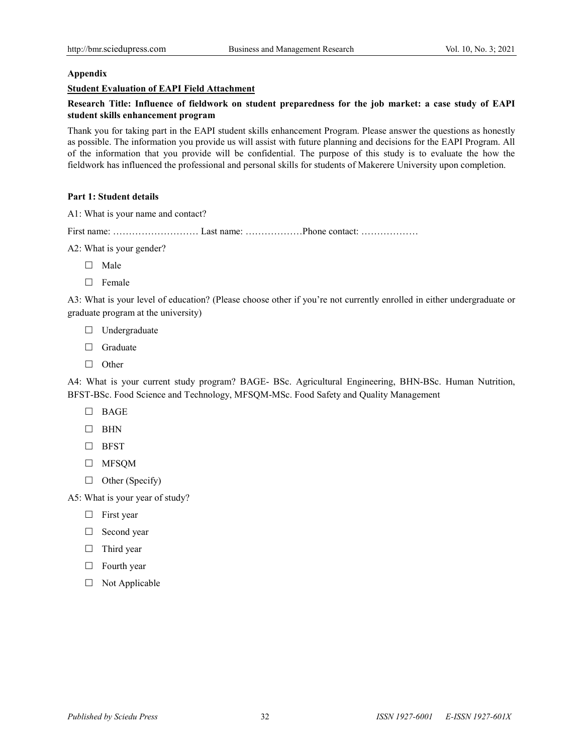**Appendix**

**<u>Student Evaluation of EAPI Field Attachment</u>**

**Research Title: Influence of fieldwork on student preparedness for the job market: a case study of EAPI student skills enhancement program**

Thank you for taking part in the EAPI student skills enhancement Program. Please answer the questions as honestly as possible. The information you provide us will assist with future planning and decisions for the EAPI Program. All of the information that you provide will be confidential. The purpose of this study is to evaluate the how the fieldwork has influenced the professional and personal skills for students of Makerere University upon completion.

**Part 1: Student details**

A1: What is your name and contact?

First name: ……………………… Last name: ………………Phone contact: ………………

A2: What is your gender?

- ☐ Male
- ☐ Female

A3: What is your level of education? (Please choose other if you're not currently enrolled in either undergraduate or graduate program at the university)

- ☐ Undergraduate
- ☐ Graduate
- ☐ Other

A4: What is your current study program? BAGE- BSc. Agricultural Engineering, BHN-BSc. Human Nutrition, BFST-BSc. Food Science and Technology, MFSQM-MSc. Food Safety and Quality Management

- ☐ BAGE
- ☐ BHN
- ☐ BFST
- ☐ MFSQM
- ☐ Other (Specify)

A5: What is your year of study?

- ☐ First year
- ☐ Second year
- ☐ Third year
- ☐ Fourth year
- ☐ Not Applicable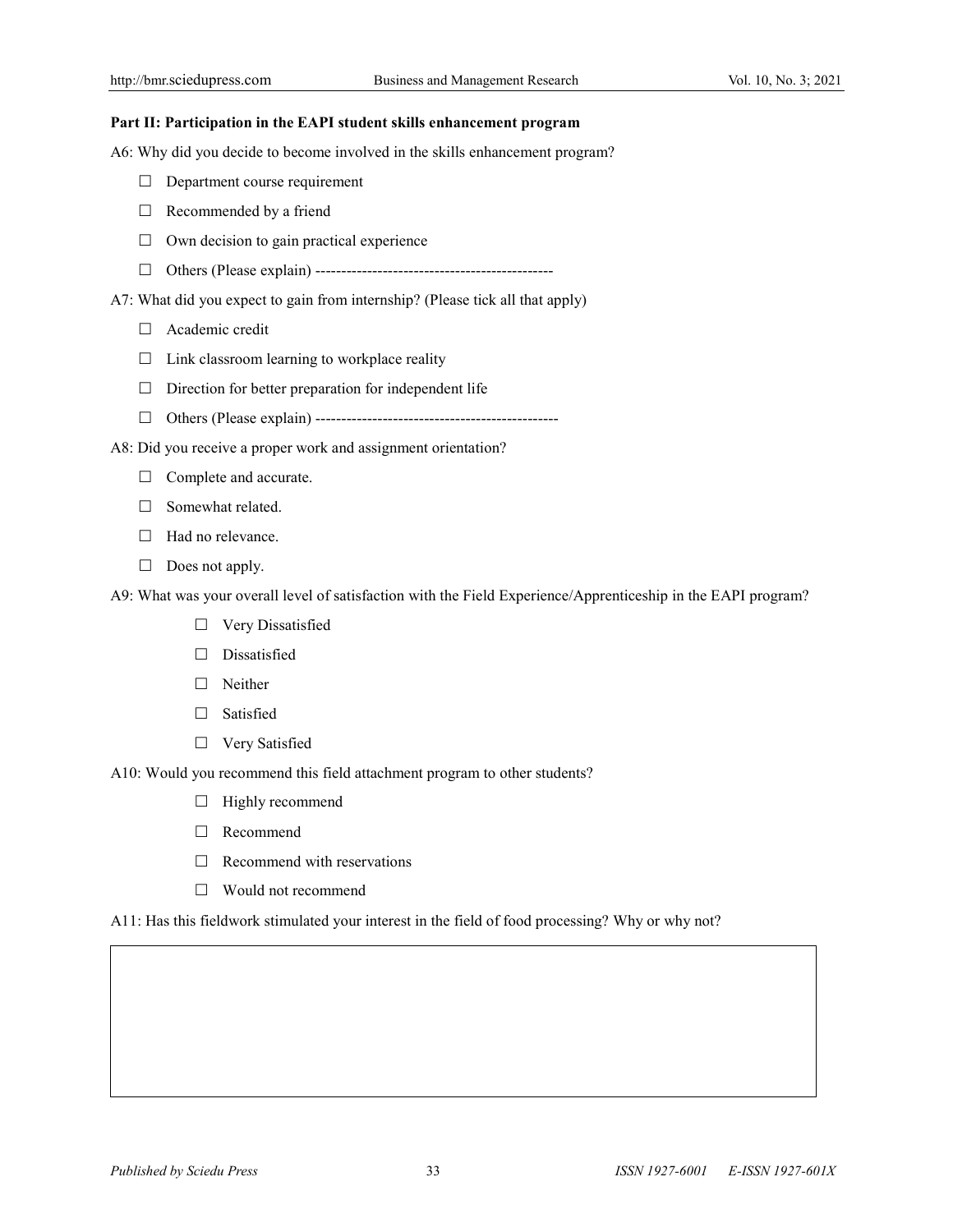**Part II: Participation in the EAPI student skills enhancement program**

A6: Why did you decide to become involved in the skills enhancement program?

- ☐ Department course requirement
- ☐ Recommended by a friend
- ☐ Own decision to gain practical experience
- ☐ Others (Please explain) ----------------------------------------------

A7: What did you expect to gain from internship? (Please tick all that apply)

- ☐ Academic credit
- ☐ Link classroom learning to workplace reality
- ☐ Direction for better preparation for independent life
- ☐ Others (Please explain) ----------------------------------------------

A8: Did you receive a proper work and assignment orientation?

- ☐ Complete and accurate.
- ☐ Somewhat related.
- ☐ Had no relevance.
- ☐ Does not apply.

A9: What was your overall level of satisfaction with the Field Experience/Apprenticeship in the EAPI program?

- ☐ Very Dissatisfied
- ☐ Dissatisfied
- ☐ Neither
- ☐ Satisfied
- ☐ Very Satisfied

A10: Would you recommend this field attachment program to other students?

- ☐ Highly recommend
- ☐ Recommend
- ☐ Recommend with reservations
- ☐ Would not recommend

A11: Has this fieldwork stimulated your interest in the field of food processing? Why or why not?

| |
|---|
| |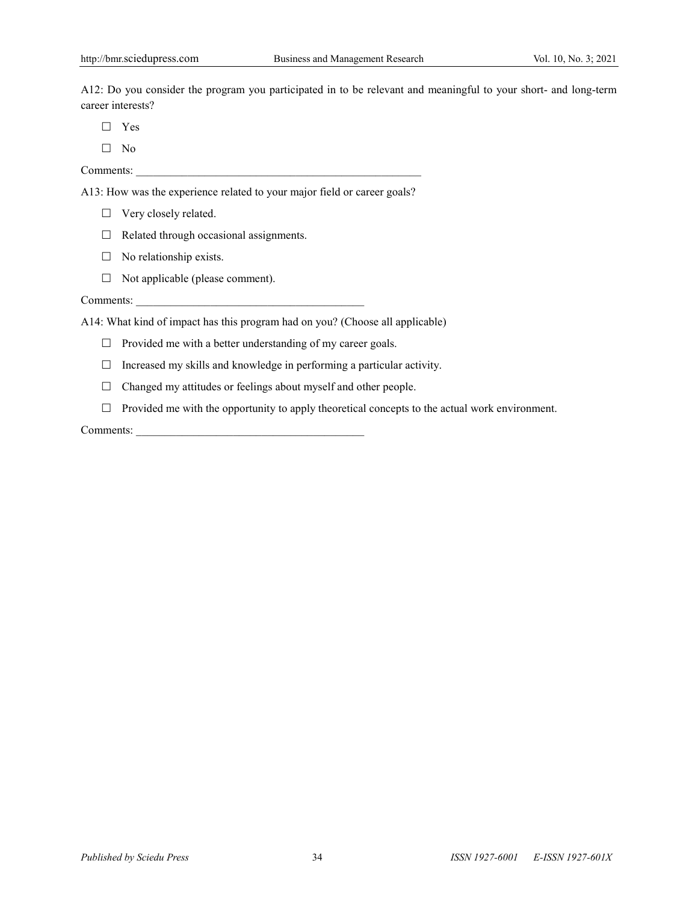A12: Do you consider the program you participated in to be relevant and meaningful to your short- and long-term career interests?

☐ Yes

☐ No

Comments: ____________________________________________________

A13: How was the experience related to your major field or career goals?

☐ Very closely related.

☐ Related through occasional assignments.

☐ No relationship exists.

☐ Not applicable (please comment).

Comments: ________________________________________

A14: What kind of impact has this program had on you? (Choose all applicable)

☐ Provided me with a better understanding of my career goals.

☐ Increased my skills and knowledge in performing a particular activity.

☐ Changed my attitudes or feelings about myself and other people.

☐ Provided me with the opportunity to apply theoretical concepts to the actual work environment.

Comments: ________________________________________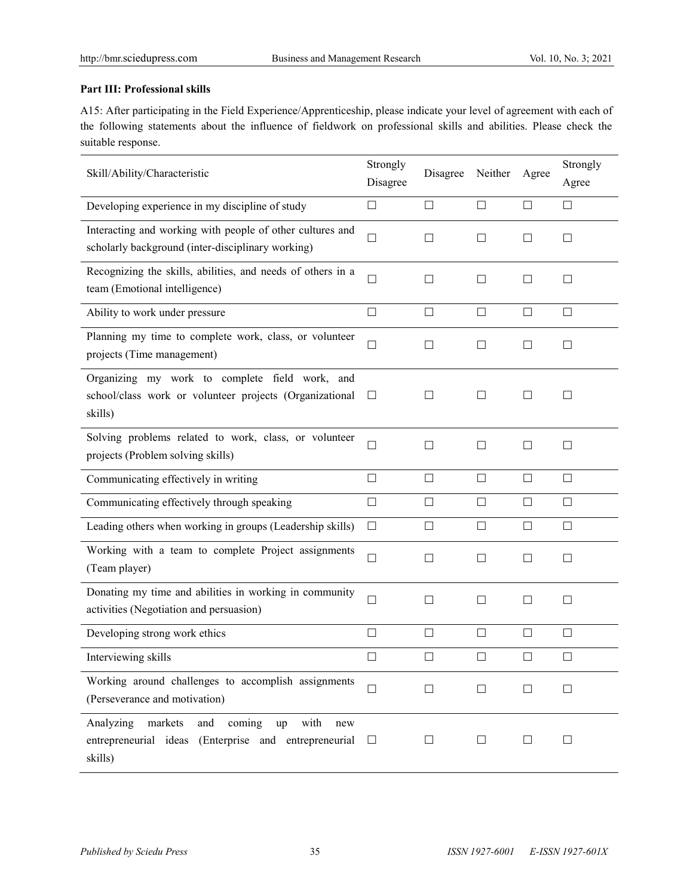**Part III: Professional skills**

A15: After participating in the Field Experience/Apprenticeship, please indicate your level of agreement with each of the following statements about the influence of fieldwork on professional skills and abilities. Please check the suitable response.

| Skill/Ability/Characteristic | Strongly Disagree | Disagree | Neither | Agree | Strongly Agree |
|---|---|---|---|---|---|
| Developing experience in my discipline of study | ☐ | ☐ | ☐ | ☐ | ☐ |
| Interacting and working with people of other cultures and scholarly background (inter-disciplinary working) | ☐ | ☐ | ☐ | ☐ | ☐ |
| Recognizing the skills, abilities, and needs of others in a team (Emotional intelligence) | ☐ | ☐ | ☐ | ☐ | ☐ |
| Ability to work under pressure | ☐ | ☐ | ☐ | ☐ | ☐ |
| Planning my time to complete work, class, or volunteer projects (Time management) | ☐ | ☐ | ☐ | ☐ | ☐ |
| Organizing my work to complete field work, and school/class work or volunteer projects (Organizational skills) | ☐ | ☐ | ☐ | ☐ | ☐ |
| Solving problems related to work, class, or volunteer projects (Problem solving skills) | ☐ | ☐ | ☐ | ☐ | ☐ |
| Communicating effectively in writing | ☐ | ☐ | ☐ | ☐ | ☐ |
| Communicating effectively through speaking | ☐ | ☐ | ☐ | ☐ | ☐ |
| Leading others when working in groups (Leadership skills) | ☐ | ☐ | ☐ | ☐ | ☐ |
| Working with a team to complete Project assignments (Team player) | ☐ | ☐ | ☐ | ☐ | ☐ |
| Donating my time and abilities in working in community activities (Negotiation and persuasion) | ☐ | ☐ | ☐ | ☐ | ☐ |
| Developing strong work ethics | ☐ | ☐ | ☐ | ☐ | ☐ |
| Interviewing skills | ☐ | ☐ | ☐ | ☐ | ☐ |
| Working around challenges to accomplish assignments (Perseverance and motivation) | ☐ | ☐ | ☐ | ☐ | ☐ |
| Analyzing markets and coming up with new entrepreneurial ideas (Enterprise and entrepreneurial skills) | ☐ | ☐ | ☐ | ☐ | ☐ |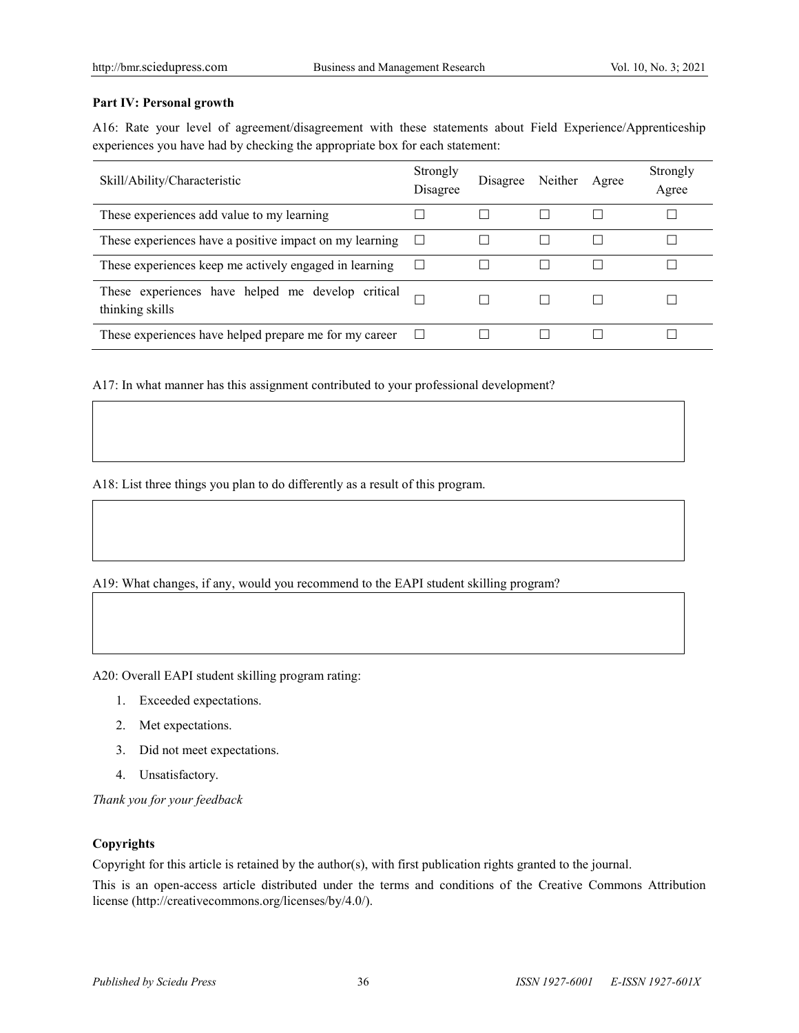**Part IV: Personal growth**

A16: Rate your level of agreement/disagreement with these statements about Field Experience/Apprenticeship experiences you have had by checking the appropriate box for each statement:

| Skill/Ability/Characteristic | Strongly Disagree | Disagree | Neither | Agree | Strongly Agree |
|---|---|---|---|---|---|
| These experiences add value to my learning | ☐ | ☐ | ☐ | ☐ | ☐ |
| These experiences have a positive impact on my learning | ☐ | ☐ | ☐ | ☐ | ☐ |
| These experiences keep me actively engaged in learning | ☐ | ☐ | ☐ | ☐ | ☐ |
| These experiences have helped me develop critical thinking skills | ☐ | ☐ | ☐ | ☐ | ☐ |
| These experiences have helped prepare me for my career | ☐ | ☐ | ☐ | ☐ | ☐ |

A17: In what manner has this assignment contributed to your professional development?

A18: List three things you plan to do differently as a result of this program.

A19: What changes, if any, would you recommend to the EAPI student skilling program?

A20: Overall EAPI student skilling program rating:

1. Exceeded expectations.
2. Met expectations.
3. Did not meet expectations.
4. Unsatisfactory.

*Thank you for your feedback*

**Copyrights**

Copyright for this article is retained by the author(s), with first publication rights granted to the journal.

This is an open-access article distributed under the terms and conditions of the Creative Commons Attribution license (http://creativecommons.org/licenses/by/4.0/).